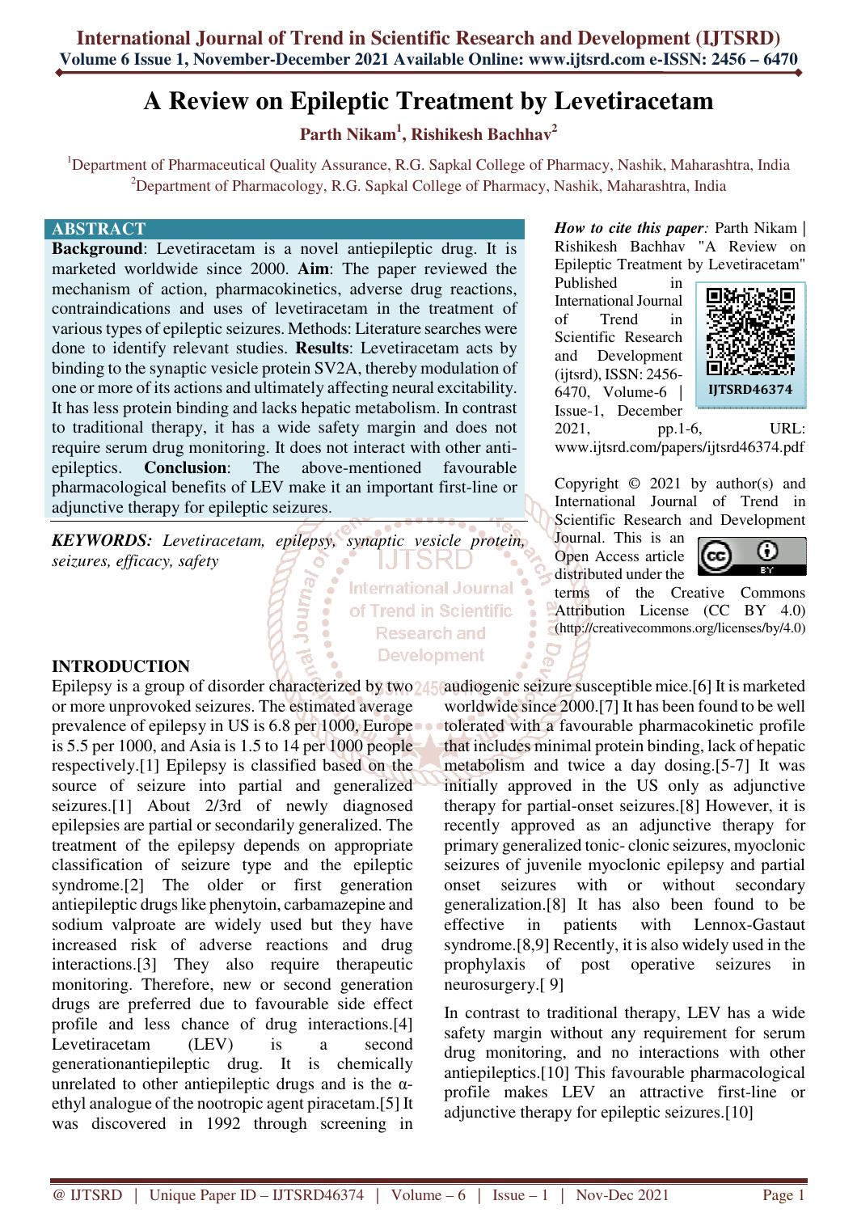# A Review on Epileptic Treatment by Levetiracetam

**Parth Nikam[1], Rishikesh Bachhav[2]**

[1]Department of Pharmaceutical Quality Assurance, R.G. Sapkal College of Pharmacy, Nashik, Maharashtra, India
[2]Department of Pharmacology, R.G. Sapkal College of Pharmacy, Nashik, Maharashtra, India

## ABSTRACT

**Background**: Levetiracetam is a novel antiepileptic drug. It is marketed worldwide since 2000. **Aim**: The paper reviewed the mechanism of action, pharmacokinetics, adverse drug reactions, contraindications and uses of levetiracetam in the treatment of various types of epileptic seizures. Methods: Literature searches were done to identify relevant studies. **Results**: Levetiracetam acts by binding to the synaptic vesicle protein SV2A, thereby modulation of one or more of its actions and ultimately affecting neural excitability. It has less protein binding and lacks hepatic metabolism. In contrast to traditional therapy, it has a wide safety margin and does not require serum drug monitoring. It does not interact with other anti-epileptics. **Conclusion**: The above-mentioned favourable pharmacological benefits of LEV make it an important first-line or adjunctive therapy for epileptic seizures.

***KEYWORDS:*** *Levetiracetam, epilepsy, synaptic vesicle protein, seizures, efficacy, safety*

***How to cite this paper**:* Parth Nikam | Rishikesh Bachhav "A Review on Epileptic Treatment by Levetiracetam" Published in International Journal of Trend in Scientific Research and Development (ijtsrd), ISSN: 2456-6470, Volume-6 | Issue-1, December 2021, pp.1-6, URL: www.ijtsrd.com/papers/ijtsrd46374.pdf

IJTSRD46374

Copyright © 2021 by author(s) and International Journal of Trend in Scientific Research and Development Journal. This is an Open Access article distributed under the terms of the Creative Commons Attribution License (CC BY 4.0) (http://creativecommons.org/licenses/by/4.0)

## INTRODUCTION

Epilepsy is a group of disorder characterized by two or more unprovoked seizures. The estimated average prevalence of epilepsy in US is 6.8 per 1000, Europe is 5.5 per 1000, and Asia is 1.5 to 14 per 1000 people respectively.[1] Epilepsy is classified based on the source of seizure into partial and generalized seizures.[1] About 2/3rd of newly diagnosed epilepsies are partial or secondarily generalized. The treatment of the epilepsy depends on appropriate classification of seizure type and the epileptic syndrome.[2] The older or first generation antiepileptic drugs like phenytoin, carbamazepine and sodium valproate are widely used but they have increased risk of adverse reactions and drug interactions.[3] They also require therapeutic monitoring. Therefore, new or second generation drugs are preferred due to favourable side effect profile and less chance of drug interactions.[4] Levetiracetam (LEV) is a second generationantiepileptic drug. It is chemically unrelated to other antiepileptic drugs and is the α-ethyl analogue of the nootropic agent piracetam.[5] It was discovered in 1992 through screening in audiogenic seizure susceptible mice.[6] It is marketed worldwide since 2000.[7] It has been found to be well tolerated with a favourable pharmacokinetic profile that includes minimal protein binding, lack of hepatic metabolism and twice a day dosing.[5-7] It was initially approved in the US only as adjunctive therapy for partial-onset seizures.[8] However, it is recently approved as an adjunctive therapy for primary generalized tonic- clonic seizures, myoclonic seizures of juvenile myoclonic epilepsy and partial onset seizures with or without secondary generalization.[8] It has also been found to be effective in patients with Lennox-Gastaut syndrome.[8,9] Recently, it is also widely used in the prophylaxis of post operative seizures in neurosurgery.[ 9]

In contrast to traditional therapy, LEV has a wide safety margin without any requirement for serum drug monitoring, and no interactions with other antiepileptics.[10] This favourable pharmacological profile makes LEV an attractive first-line or adjunctive therapy for epileptic seizures.[10]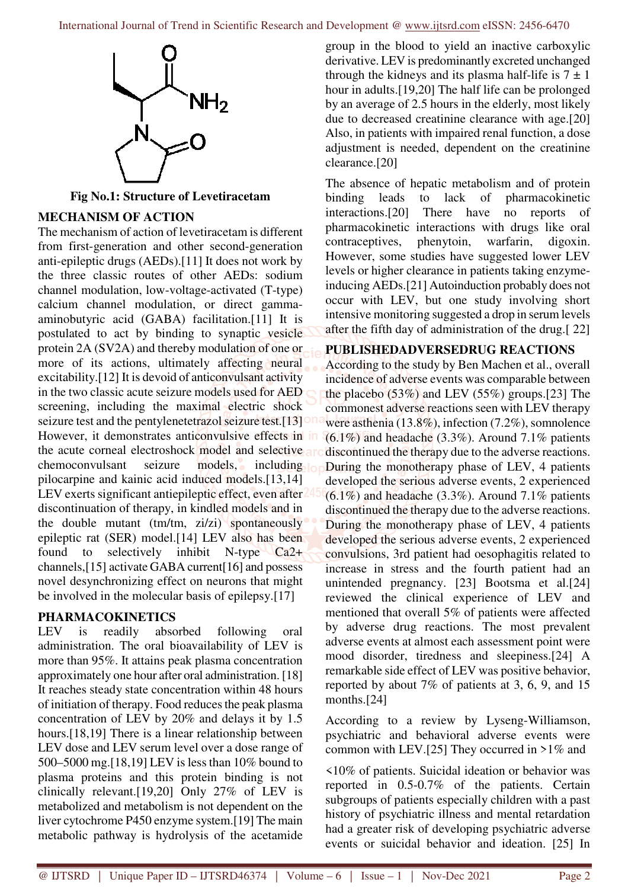Fig No.1: Structure of Levetiracetam

## MECHANISM OF ACTION

The mechanism of action of levetiracetam is different from first-generation and other second-generation anti-epileptic drugs (AEDs).[11] It does not work by the three classic routes of other AEDs: sodium channel modulation, low-voltage-activated (T-type) calcium channel modulation, or direct gamma-aminobutyric acid (GABA) facilitation.[11] It is postulated to act by binding to synaptic vesicle protein 2A (SV2A) and thereby modulation of one or more of its actions, ultimately affecting neural excitability.[12] It is devoid of anticonvulsant activity in the two classic acute seizure models used for AED screening, including the maximal electric shock seizure test and the pentylenetetrazol seizure test.[13] However, it demonstrates anticonvulsive effects in the acute corneal electroshock model and selective chemoconvulsant seizure models, including pilocarpine and kainic acid induced models.[13,14] LEV exerts significant antiepileptic effect, even after discontinuation of therapy, in kindled models and in the double mutant (tm/tm, zi/zi) spontaneously epileptic rat (SER) model.[14] LEV also has been found to selectively inhibit N-type $Ca^{2+}$ channels,[15] activate GABA current[16] and possess novel desynchronizing effect on neurons that might be involved in the molecular basis of epilepsy.[17]

## PHARMACOKINETICS

LEV is readily absorbed following oral administration. The oral bioavailability of LEV is more than 95%. It attains peak plasma concentration approximately one hour after oral administration. [18] It reaches steady state concentration within 48 hours of initiation of therapy. Food reduces the peak plasma concentration of LEV by 20% and delays it by 1.5 hours.[18,19] There is a linear relationship between LEV dose and LEV serum level over a dose range of 500–5000 mg.[18,19] LEV is less than 10% bound to plasma proteins and this protein binding is not clinically relevant.[19,20] Only 27% of LEV is metabolized and metabolism is not dependent on the liver cytochrome P450 enzyme system.[19] The main metabolic pathway is hydrolysis of the acetamide group in the blood to yield an inactive carboxylic derivative. LEV is predominantly excreted unchanged through the kidneys and its plasma half-life is $7 \pm 1$ hour in adults.[19,20] The half life can be prolonged by an average of 2.5 hours in the elderly, most likely due to decreased creatinine clearance with age.[20] Also, in patients with impaired renal function, a dose adjustment is needed, dependent on the creatinine clearance.[20]

The absence of hepatic metabolism and of protein binding leads to lack of pharmacokinetic interactions.[20] There have no reports of pharmacokinetic interactions with drugs like oral contraceptives, phenytoin, warfarin, digoxin. However, some studies have suggested lower LEV levels or higher clearance in patients taking enzyme-inducing AEDs.[21] Autoinduction probably does not occur with LEV, but one study involving short intensive monitoring suggested a drop in serum levels after the fifth day of administration of the drug.[ 22]

## PUBLISHEDADVERSEDRUG REACTIONS

According to the study by Ben Machen et al., overall incidence of adverse events was comparable between the placebo (53%) and LEV (55%) groups.[23] The commonest adverse reactions seen with LEV therapy were asthenia (13.8%), infection (7.2%), somnolence (6.1%) and headache (3.3%). Around 7.1% patients discontinued the therapy due to the adverse reactions. During the monotherapy phase of LEV, 4 patients developed the serious adverse events, 2 experienced (6.1%) and headache (3.3%). Around 7.1% patients discontinued the therapy due to the adverse reactions. During the monotherapy phase of LEV, 4 patients developed the serious adverse events, 2 experienced convulsions, 3rd patient had oesophagitis related to increase in stress and the fourth patient had an unintended pregnancy. [23] Bootsma et al.[24] reviewed the clinical experience of LEV and mentioned that overall 5% of patients were affected by adverse drug reactions. The most prevalent adverse events at almost each assessment point were mood disorder, tiredness and sleepiness.[24] A remarkable side effect of LEV was positive behavior, reported by about 7% of patients at 3, 6, 9, and 15 months.[24]

According to a review by Lyseng-Williamson, psychiatric and behavioral adverse events were common with LEV.[25] They occurred in >1% and <10% of patients. Suicidal ideation or behavior was reported in 0.5-0.7% of the patients. Certain subgroups of patients especially children with a past history of psychiatric illness and mental retardation had a greater risk of developing psychiatric adverse events or suicidal behavior and ideation. [25] In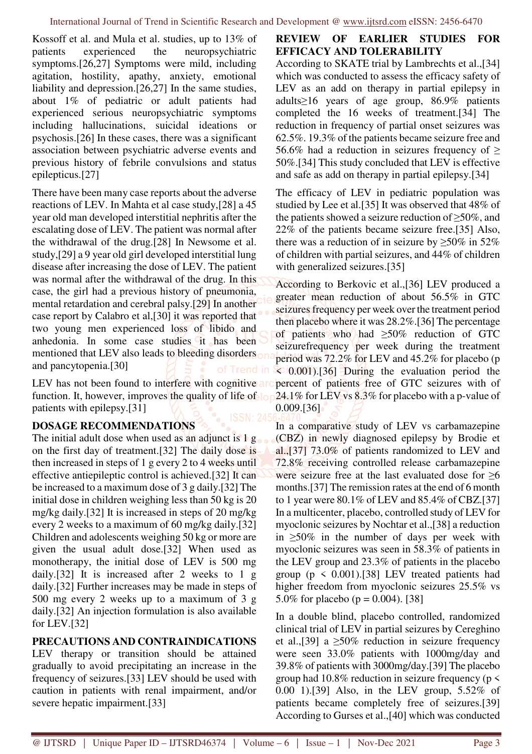Kossoff et al. and Mula et al. studies, up to 13% of patients experienced the neuropsychiatric symptoms.[26,27] Symptoms were mild, including agitation, hostility, apathy, anxiety, emotional liability and depression.[26,27] In the same studies, about 1% of pediatric or adult patients had experienced serious neuropsychiatric symptoms including hallucinations, suicidal ideations or psychosis.[26] In these cases, there was a significant association between psychiatric adverse events and previous history of febrile convulsions and status epilepticus.[27]

There have been many case reports about the adverse reactions of LEV. In Mahta et al case study,[28] a 45 year old man developed interstitial nephritis after the escalating dose of LEV. The patient was normal after the withdrawal of the drug.[28] In Newsome et al. study,[29] a 9 year old girl developed interstitial lung disease after increasing the dose of LEV. The patient was normal after the withdrawal of the drug. In this case, the girl had a previous history of pneumonia, mental retardation and cerebral palsy.[29] In another case report by Calabro et al,[30] it was reported that two young men experienced loss of libido and anhedonia. In some case studies it has been mentioned that LEV also leads to bleeding disorders and pancytopenia.[30]

LEV has not been found to interfere with cognitive function. It, however, improves the quality of life of patients with epilepsy.[31]

## DOSAGE RECOMMENDATIONS

The initial adult dose when used as an adjunct is 1 g on the first day of treatment.[32] The daily dose is then increased in steps of 1 g every 2 to 4 weeks until effective antiepileptic control is achieved.[32] It can be increased to a maximum dose of 3 g daily.[32] The initial dose in children weighing less than 50 kg is 20 mg/kg daily.[32] It is increased in steps of 20 mg/kg every 2 weeks to a maximum of 60 mg/kg daily.[32] Children and adolescents weighing 50 kg or more are given the usual adult dose.[32] When used as monotherapy, the initial dose of LEV is 500 mg daily.[32] It is increased after 2 weeks to 1 g daily.[32] Further increases may be made in steps of 500 mg every 2 weeks up to a maximum of 3 g daily.[32] An injection formulation is also available for LEV.[32]

## PRECAUTIONS AND CONTRAINDICATIONS

LEV therapy or transition should be attained gradually to avoid precipitating an increase in the frequency of seizures.[33] LEV should be used with caution in patients with renal impairment, and/or severe hepatic impairment.[33]

## REVIEW OF EARLIER STUDIES FOR EFFICACY AND TOLERABILITY

According to SKATE trial by Lambrechts et al.,[34] which was conducted to assess the efficacy safety of LEV as an add on therapy in partial epilepsy in adults≥16 years of age group, 86.9% patients completed the 16 weeks of treatment.[34] The reduction in frequency of partial onset seizures was 62.5%. 19.3% of the patients became seizure free and 56.6% had a reduction in seizures frequency of ≥ 50%.[34] This study concluded that LEV is effective and safe as add on therapy in partial epilepsy.[34]

The efficacy of LEV in pediatric population was studied by Lee et al.[35] It was observed that 48% of the patients showed a seizure reduction of ≥50%, and 22% of the patients became seizure free.[35] Also, there was a reduction of in seizure by ≥50% in 52% of children with partial seizures, and 44% of children with generalized seizures.[35]

According to Berkovic et al.,[36] LEV produced a greater mean reduction of about 56.5% in GTC seizures frequency per week over the treatment period then placebo where it was 28.2%.[36] The percentage of patients who had ≥50% reduction of GTC seizurefrequency per week during the treatment period was 72.2% for LEV and 45.2% for placebo ($p < 0.001$).[36] During the evaluation period the percent of patients free of GTC seizures with of 24.1% for LEV vs 8.3% for placebo with a p-value of 0.009.[36]

In a comparative study of LEV vs carbamazepine (CBZ) in newly diagnosed epilepsy by Brodie et al.,[37] 73.0% of patients randomized to LEV and 72.8% receiving controlled release carbamazepine were seizure free at the last evaluated dose for ≥6 months.[37] The remission rates at the end of 6 month to 1 year were 80.1% of LEV and 85.4% of CBZ.[37] In a multicenter, placebo, controlled study of LEV for myoclonic seizures by Nochtar et al.,[38] a reduction in ≥50% in the number of days per week with myoclonic seizures was seen in 58.3% of patients in the LEV group and 23.3% of patients in the placebo group ($p < 0.001$).[38] LEV treated patients had higher freedom from myoclonic seizures 25.5% vs 5.0% for placebo ($p = 0.004$). [38]

In a double blind, placebo controlled, randomized clinical trial of LEV in partial seizures by Cereghino et al.,[39] a ≥50% reduction in seizure frequency were seen 33.0% patients with 1000mg/day and 39.8% of patients with 3000mg/day.[39] The placebo group had 10.8% reduction in seizure frequency ($p < 0.00\ 1$).[39] Also, in the LEV group, 5.52% of patients became completely free of seizures.[39] According to Gurses et al.,[40] which was conducted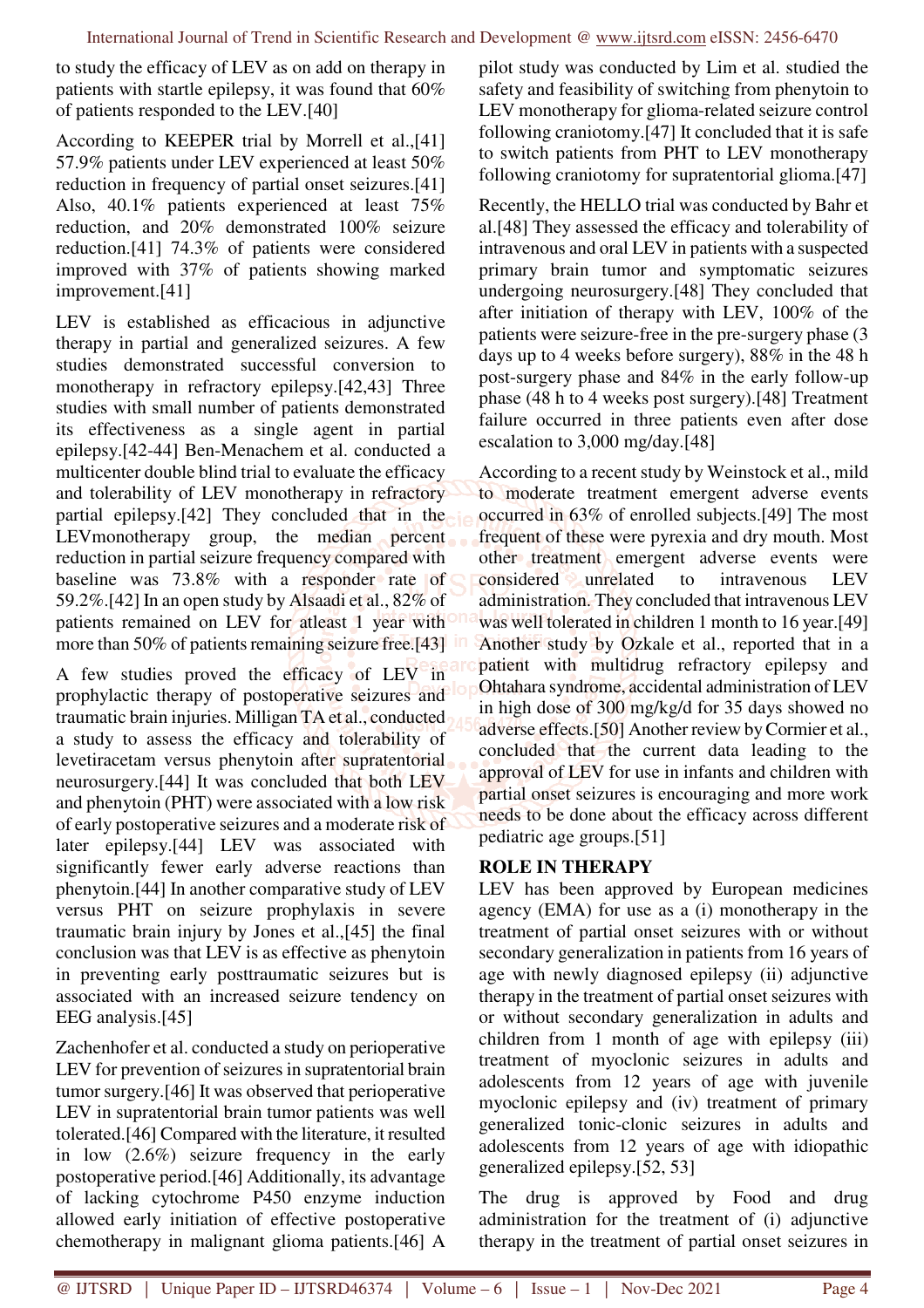to study the efficacy of LEV as on add on therapy in patients with startle epilepsy, it was found that 60% of patients responded to the LEV.[40]

According to KEEPER trial by Morrell et al.,[41] 57.9% patients under LEV experienced at least 50% reduction in frequency of partial onset seizures.[41] Also, 40.1% patients experienced at least 75% reduction, and 20% demonstrated 100% seizure reduction.[41] 74.3% of patients were considered improved with 37% of patients showing marked improvement.[41]

LEV is established as efficacious in adjunctive therapy in partial and generalized seizures. A few studies demonstrated successful conversion to monotherapy in refractory epilepsy.[42,43] Three studies with small number of patients demonstrated its effectiveness as a single agent in partial epilepsy.[42-44] Ben-Menachem et al. conducted a multicenter double blind trial to evaluate the efficacy and tolerability of LEV monotherapy in refractory partial epilepsy.[42] They concluded that in the LEVmonotherapy group, the median percent reduction in partial seizure frequency compared with baseline was 73.8% with a responder rate of 59.2%.[42] In an open study by Alsaadi et al., 82% of patients remained on LEV for atleast 1 year with more than 50% of patients remaining seizure free.[43]

A few studies proved the efficacy of LEV in prophylactic therapy of postoperative seizures and traumatic brain injuries. Milligan TA et al., conducted a study to assess the efficacy and tolerability of levetiracetam versus phenytoin after supratentorial neurosurgery.[44] It was concluded that both LEV and phenytoin (PHT) were associated with a low risk of early postoperative seizures and a moderate risk of later epilepsy.[44] LEV was associated with significantly fewer early adverse reactions than phenytoin.[44] In another comparative study of LEV versus PHT on seizure prophylaxis in severe traumatic brain injury by Jones et al.,[45] the final conclusion was that LEV is as effective as phenytoin in preventing early posttraumatic seizures but is associated with an increased seizure tendency on EEG analysis.[45]

Zachenhofer et al. conducted a study on perioperative LEV for prevention of seizures in supratentorial brain tumor surgery.[46] It was observed that perioperative LEV in supratentorial brain tumor patients was well tolerated.[46] Compared with the literature, it resulted in low (2.6%) seizure frequency in the early postoperative period.[46] Additionally, its advantage of lacking cytochrome P450 enzyme induction allowed early initiation of effective postoperative chemotherapy in malignant glioma patients.[46] A pilot study was conducted by Lim et al. studied the safety and feasibility of switching from phenytoin to LEV monotherapy for glioma-related seizure control following craniotomy.[47] It concluded that it is safe to switch patients from PHT to LEV monotherapy following craniotomy for supratentorial glioma.[47]

Recently, the HELLO trial was conducted by Bahr et al.[48] They assessed the efficacy and tolerability of intravenous and oral LEV in patients with a suspected primary brain tumor and symptomatic seizures undergoing neurosurgery.[48] They concluded that after initiation of therapy with LEV, 100% of the patients were seizure-free in the pre-surgery phase (3 days up to 4 weeks before surgery), 88% in the 48 h post-surgery phase and 84% in the early follow-up phase (48 h to 4 weeks post surgery).[48] Treatment failure occurred in three patients even after dose escalation to 3,000 mg/day.[48]

According to a recent study by Weinstock et al., mild to moderate treatment emergent adverse events occurred in 63% of enrolled subjects.[49] The most frequent of these were pyrexia and dry mouth. Most other treatment emergent adverse events were considered unrelated to intravenous LEV administration. They concluded that intravenous LEV was well tolerated in children 1 month to 16 year.[49] Another study by Ozkale et al., reported that in a patient with multidrug refractory epilepsy and Ohtahara syndrome, accidental administration of LEV in high dose of 300 mg/kg/d for 35 days showed no adverse effects.[50] Another review by Cormier et al., concluded that the current data leading to the approval of LEV for use in infants and children with partial onset seizures is encouraging and more work needs to be done about the efficacy across different pediatric age groups.[51]

## ROLE IN THERAPY

LEV has been approved by European medicines agency (EMA) for use as a (i) monotherapy in the treatment of partial onset seizures with or without secondary generalization in patients from 16 years of age with newly diagnosed epilepsy (ii) adjunctive therapy in the treatment of partial onset seizures with or without secondary generalization in adults and children from 1 month of age with epilepsy (iii) treatment of myoclonic seizures in adults and adolescents from 12 years of age with juvenile myoclonic epilepsy and (iv) treatment of primary generalized tonic-clonic seizures in adults and adolescents from 12 years of age with idiopathic generalized epilepsy.[52, 53]

The drug is approved by Food and drug administration for the treatment of (i) adjunctive therapy in the treatment of partial onset seizures in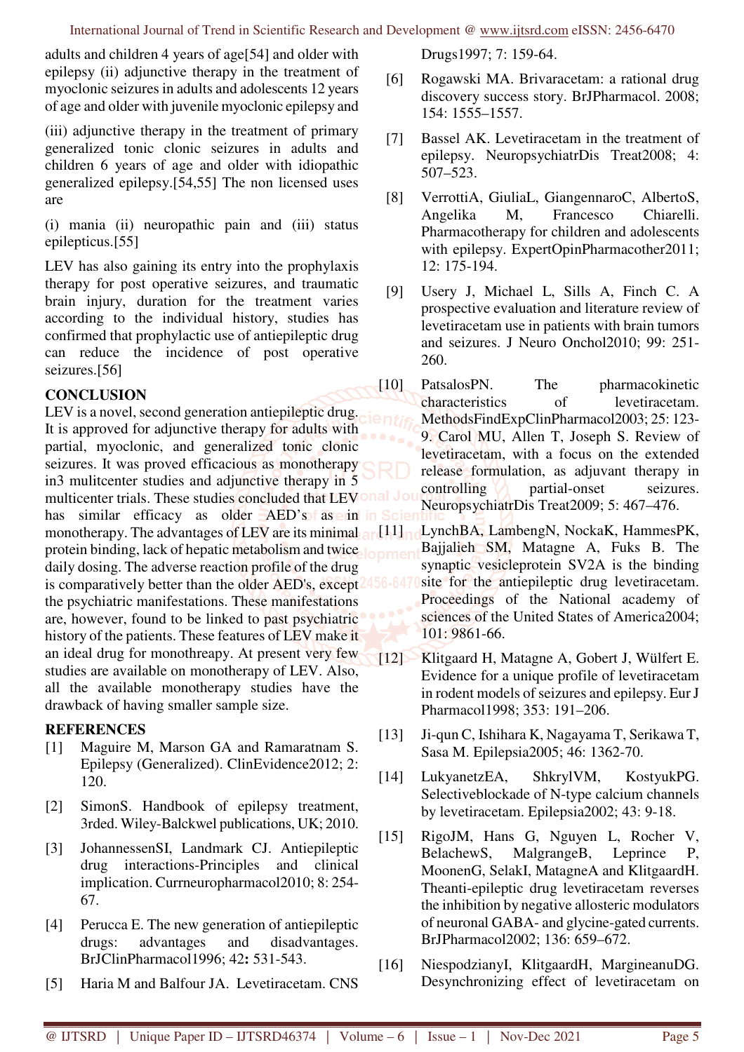adults and children 4 years of age[54] and older with epilepsy (ii) adjunctive therapy in the treatment of myoclonic seizures in adults and adolescents 12 years of age and older with juvenile myoclonic epilepsy and

(iii) adjunctive therapy in the treatment of primary generalized tonic clonic seizures in adults and children 6 years of age and older with idiopathic generalized epilepsy.[54,55] The non licensed uses are

(i) mania (ii) neuropathic pain and (iii) status epilepticus.[55]

LEV has also gaining its entry into the prophylaxis therapy for post operative seizures, and traumatic brain injury, duration for the treatment varies according to the individual history, studies has confirmed that prophylactic use of antiepileptic drug can reduce the incidence of post operative seizures.[56]

## CONCLUSION

LEV is a novel, second generation antiepileptic drug. It is approved for adjunctive therapy for adults with partial, myoclonic, and generalized tonic clonic seizures. It was proved efficacious as monotherapy in3 mulitcenter studies and adjunctive therapy in 5 multicenter trials. These studies concluded that LEV has similar efficacy as older AED's as in monotherapy. The advantages of LEV are its minimal protein binding, lack of hepatic metabolism and twice daily dosing. The adverse reaction profile of the drug is comparatively better than the older AED's, except the psychiatric manifestations. These manifestations are, however, found to be linked to past psychiatric history of the patients. These features of LEV make it an ideal drug for monothreapy. At present very few studies are available on monotherapy of LEV. Also, all the available monotherapy studies have the drawback of having smaller sample size.

## REFERENCES

[1] Maguire M, Marson GA and Ramaratnam S. Epilepsy (Generalized). ClinEvidence2012; 2: 120.

[2] SimonS. Handbook of epilepsy treatment, 3rded. Wiley-Balckwel publications, UK; 2010.

[3] JohannessenSI, Landmark CJ. Antiepileptic drug interactions-Principles and clinical implication. Currneuropharmacol2010; 8: 254-67.

[4] Perucca E. The new generation of antiepileptic drugs: advantages and disadvantages. BrJClinPharmacol1996; 42**:** 531-543.

[5] Haria M and Balfour JA. Levetiracetam. CNS Drugs1997; 7: 159-64.

[6] Rogawski MA. Brivaracetam: a rational drug discovery success story. BrJPharmacol. 2008; 154: 1555–1557.

[7] Bassel AK. Levetiracetam in the treatment of epilepsy. NeuropsychiatrDis Treat2008; 4: 507–523.

[8] VerrottiA, GiuliaL, GiangennaroC, AlbertoS, Angelika M, Francesco Chiarelli. Pharmacotherapy for children and adolescents with epilepsy. ExpertOpinPharmacother2011; 12: 175-194.

[9] Usery J, Michael L, Sills A, Finch C. A prospective evaluation and literature review of levetiracetam use in patients with brain tumors and seizures. J Neuro Onchol2010; 99: 251-260.

[10] PatsalosPN. The pharmacokinetic characteristics of levetiracetam. MethodsFindExpClinPharmacol2003; 25: 123-9. Carol MU, Allen T, Joseph S. Review of levetiracetam, with a focus on the extended release formulation, as adjuvant therapy in controlling partial-onset seizures. NeuropsychiatrDis Treat2009; 5: 467–476.

[11] LynchBA, LambengN, NockaK, HammesPK, Bajjalieh SM, Matagne A, Fuks B. The synaptic vesicleprotein SV2A is the binding site for the antiepileptic drug levetiracetam. Proceedings of the National academy of sciences of the United States of America2004; 101: 9861-66.

[12] Klitgaard H, Matagne A, Gobert J, Wülfert E. Evidence for a unique profile of levetiracetam in rodent models of seizures and epilepsy. Eur J Pharmacol1998; 353: 191–206.

[13] Ji-qun C, Ishihara K, Nagayama T, Serikawa T, Sasa M. Epilepsia2005; 46: 1362-70.

[14] LukyanetzEA, ShkrylVM, KostyukPG. Selectiveblockade of N-type calcium channels by levetiracetam. Epilepsia2002; 43: 9-18.

[15] RigoJM, Hans G, Nguyen L, Rocher V, BelachewS, MalgrangeB, Leprince P, MoonenG, SelakI, MatagneA and KlitgaardH. Theanti-epileptic drug levetiracetam reverses the inhibition by negative allosteric modulators of neuronal GABA- and glycine-gated currents. BrJPharmacol2002; 136: 659–672.

[16] NiespodzianyI, KlitgaardH, MargineanuDG. Desynchronizing effect of levetiracetam on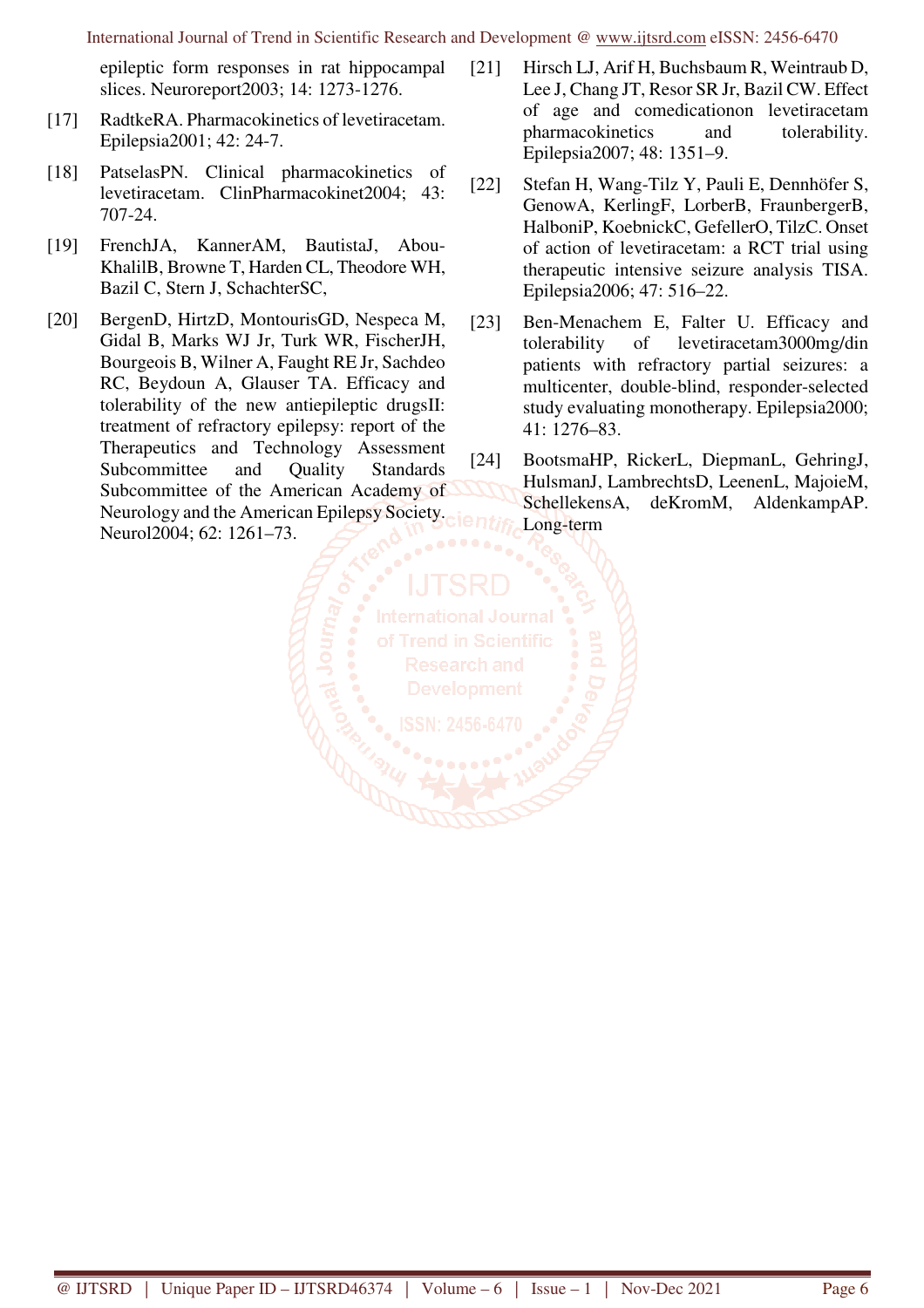epileptic form responses in rat hippocampal slices. Neuroreport2003; 14: 1273-1276.

[17] RadtkeRA. Pharmacokinetics of levetiracetam. Epilepsia2001; 42: 24-7.

[18] PatselasPN. Clinical pharmacokinetics of levetiracetam. ClinPharmacokinet2004; 43: 707-24.

[19] FrenchJA, KannerAM, BautistaJ, Abou-KhalilB, Browne T, Harden CL, Theodore WH, Bazil C, Stern J, SchachterSC,

[20] BergenD, HirtzD, MontourisGD, Nespeca M, Gidal B, Marks WJ Jr, Turk WR, FischerJH, Bourgeois B, Wilner A, Faught RE Jr, Sachdeo RC, Beydoun A, Glauser TA. Efficacy and tolerability of the new antiepileptic drugsII: treatment of refractory epilepsy: report of the Therapeutics and Technology Assessment Subcommittee and Quality Standards Subcommittee of the American Academy of Neurology and the American Epilepsy Society. Neurol2004; 62: 1261–73.

[21] Hirsch LJ, Arif H, Buchsbaum R, Weintraub D, Lee J, Chang JT, Resor SR Jr, Bazil CW. Effect of age and comedicationon levetiracetam pharmacokinetics and tolerability. Epilepsia2007; 48: 1351–9.

[22] Stefan H, Wang-Tilz Y, Pauli E, Dennhöfer S, GenowA, KerlingF, LorberB, FraunbergerB, HalboniP, KoebnickC, GefellerO, TilzC. Onset of action of levetiracetam: a RCT trial using therapeutic intensive seizure analysis TISA. Epilepsia2006; 47: 516–22.

[23] Ben-Menachem E, Falter U. Efficacy and tolerability of levetiracetam3000mg/din patients with refractory partial seizures: a multicenter, double-blind, responder-selected study evaluating monotherapy. Epilepsia2000; 41: 1276–83.

[24] BootsmaHP, RickerL, DiepmanL, GehringJ, HulsmanJ, LambrechtsD, LeenenL, MajoieM, SchellekensA, deKromM, AldenkampAP. Long-term